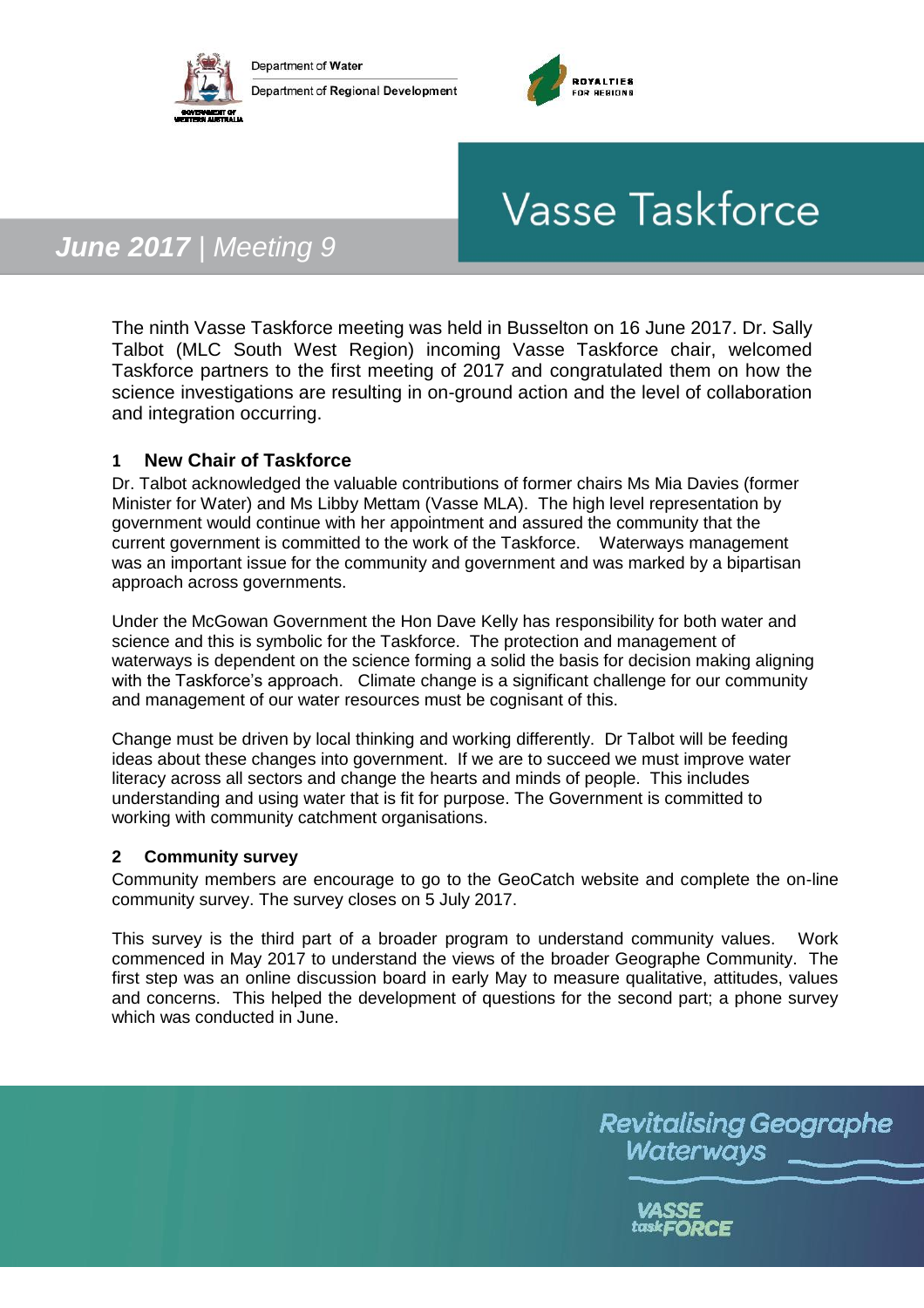Department of Water

Department of Regional Development

ROYALTIES FOR REGIONS

# Vasse Taskforce

***June 2017** | Meeting 9*

The ninth Vasse Taskforce meeting was held in Busselton on 16 June 2017. Dr. Sally Talbot (MLC South West Region) incoming Vasse Taskforce chair, welcomed Taskforce partners to the first meeting of 2017 and congratulated them on how the science investigations are resulting in on-ground action and the level of collaboration and integration occurring.

## 1 New Chair of Taskforce

Dr. Talbot acknowledged the valuable contributions of former chairs Ms Mia Davies (former Minister for Water) and Ms Libby Mettam (Vasse MLA). The high level representation by government would continue with her appointment and assured the community that the current government is committed to the work of the Taskforce. Waterways management was an important issue for the community and government and was marked by a bipartisan approach across governments.

Under the McGowan Government the Hon Dave Kelly has responsibility for both water and science and this is symbolic for the Taskforce. The protection and management of waterways is dependent on the science forming a solid the basis for decision making aligning with the Taskforce's approach. Climate change is a significant challenge for our community and management of our water resources must be cognisant of this.

Change must be driven by local thinking and working differently. Dr Talbot will be feeding ideas about these changes into government. If we are to succeed we must improve water literacy across all sectors and change the hearts and minds of people. This includes understanding and using water that is fit for purpose. The Government is committed to working with community catchment organisations.

## 2 Community survey

Community members are encourage to go to the GeoCatch website and complete the on-line community survey. The survey closes on 5 July 2017.

This survey is the third part of a broader program to understand community values. Work commenced in May 2017 to understand the views of the broader Geographe Community. The first step was an online discussion board in early May to measure qualitative, attitudes, values and concerns. This helped the development of questions for the second part; a phone survey which was conducted in June.

*Revitalising Geographe Waterways*

VASSE taskFORCE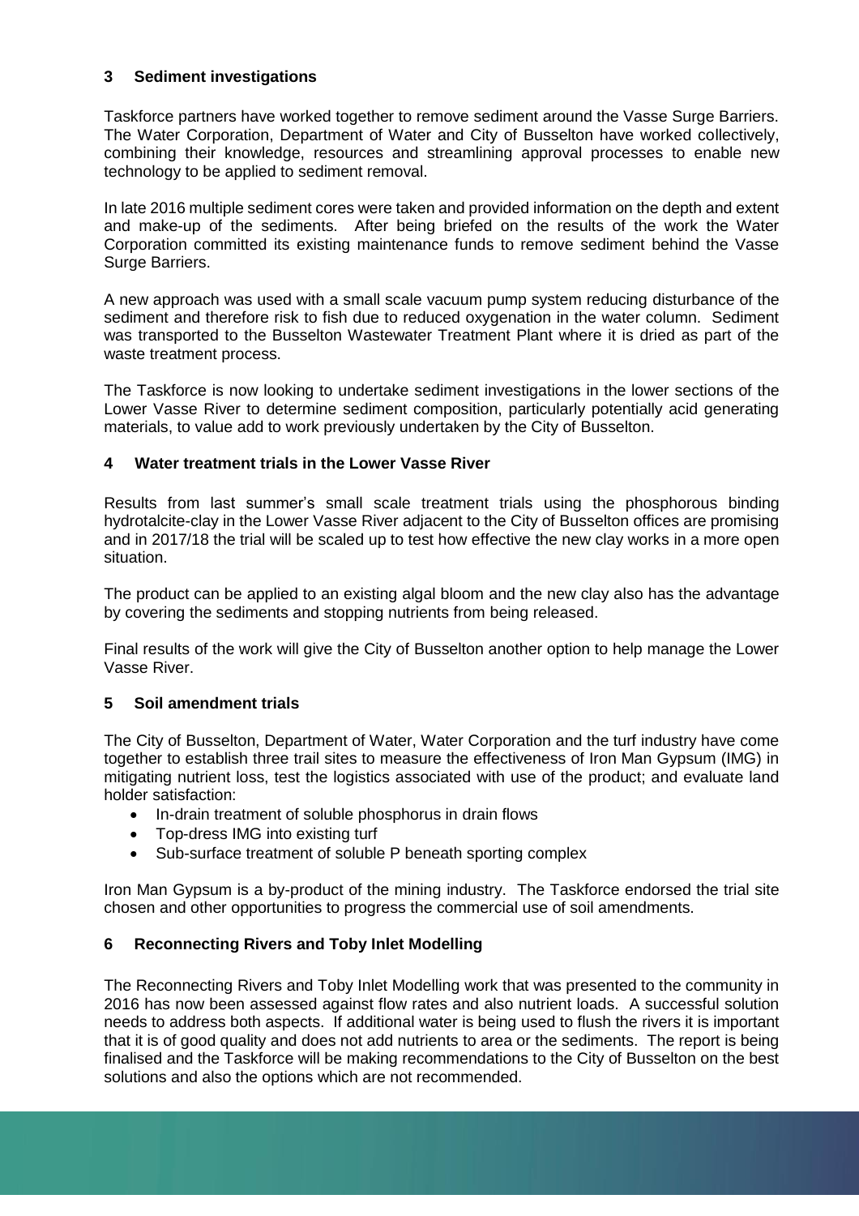## 3 Sediment investigations

Taskforce partners have worked together to remove sediment around the Vasse Surge Barriers. The Water Corporation, Department of Water and City of Busselton have worked collectively, combining their knowledge, resources and streamlining approval processes to enable new technology to be applied to sediment removal.

In late 2016 multiple sediment cores were taken and provided information on the depth and extent and make-up of the sediments. After being briefed on the results of the work the Water Corporation committed its existing maintenance funds to remove sediment behind the Vasse Surge Barriers.

A new approach was used with a small scale vacuum pump system reducing disturbance of the sediment and therefore risk to fish due to reduced oxygenation in the water column. Sediment was transported to the Busselton Wastewater Treatment Plant where it is dried as part of the waste treatment process.

The Taskforce is now looking to undertake sediment investigations in the lower sections of the Lower Vasse River to determine sediment composition, particularly potentially acid generating materials, to value add to work previously undertaken by the City of Busselton.

## 4 Water treatment trials in the Lower Vasse River

Results from last summer's small scale treatment trials using the phosphorous binding hydrotalcite-clay in the Lower Vasse River adjacent to the City of Busselton offices are promising and in 2017/18 the trial will be scaled up to test how effective the new clay works in a more open situation.

The product can be applied to an existing algal bloom and the new clay also has the advantage by covering the sediments and stopping nutrients from being released.

Final results of the work will give the City of Busselton another option to help manage the Lower Vasse River.

## 5 Soil amendment trials

The City of Busselton, Department of Water, Water Corporation and the turf industry have come together to establish three trail sites to measure the effectiveness of Iron Man Gypsum (IMG) in mitigating nutrient loss, test the logistics associated with use of the product; and evaluate land holder satisfaction:

- In-drain treatment of soluble phosphorus in drain flows
- Top-dress IMG into existing turf
- Sub-surface treatment of soluble P beneath sporting complex

Iron Man Gypsum is a by-product of the mining industry. The Taskforce endorsed the trial site chosen and other opportunities to progress the commercial use of soil amendments.

## 6 Reconnecting Rivers and Toby Inlet Modelling

The Reconnecting Rivers and Toby Inlet Modelling work that was presented to the community in 2016 has now been assessed against flow rates and also nutrient loads. A successful solution needs to address both aspects. If additional water is being used to flush the rivers it is important that it is of good quality and does not add nutrients to area or the sediments. The report is being finalised and the Taskforce will be making recommendations to the City of Busselton on the best solutions and also the options which are not recommended.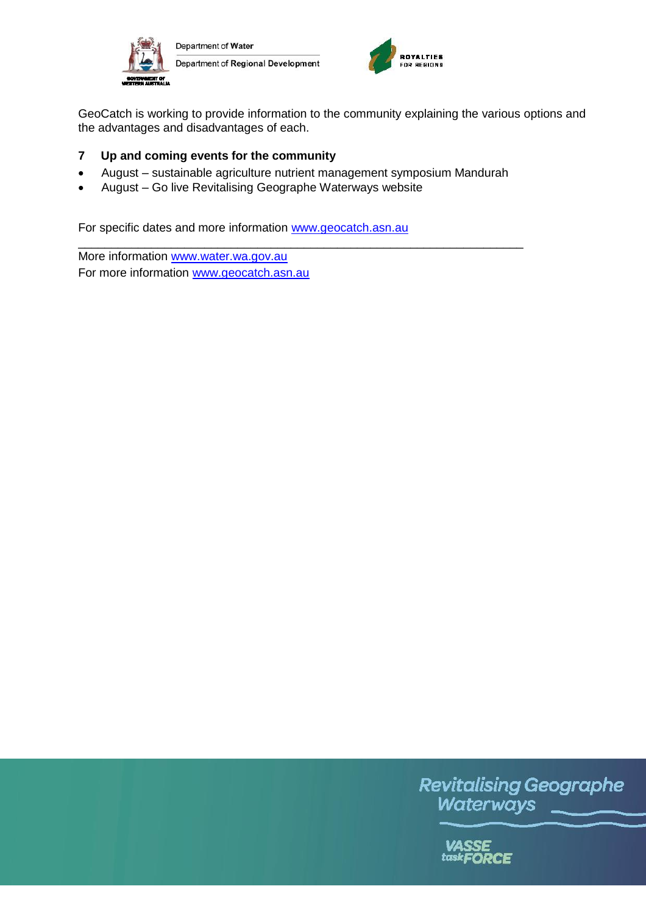GeoCatch is working to provide information to the community explaining the various options and the advantages and disadvantages of each.

## 7 Up and coming events for the community

- August – sustainable agriculture nutrient management symposium Mandurah
- August – Go live Revitalising Geographe Waterways website

For specific dates and more information www.geocatch.asn.au

---

More information www.water.wa.gov.au

For more information www.geocatch.asn.au